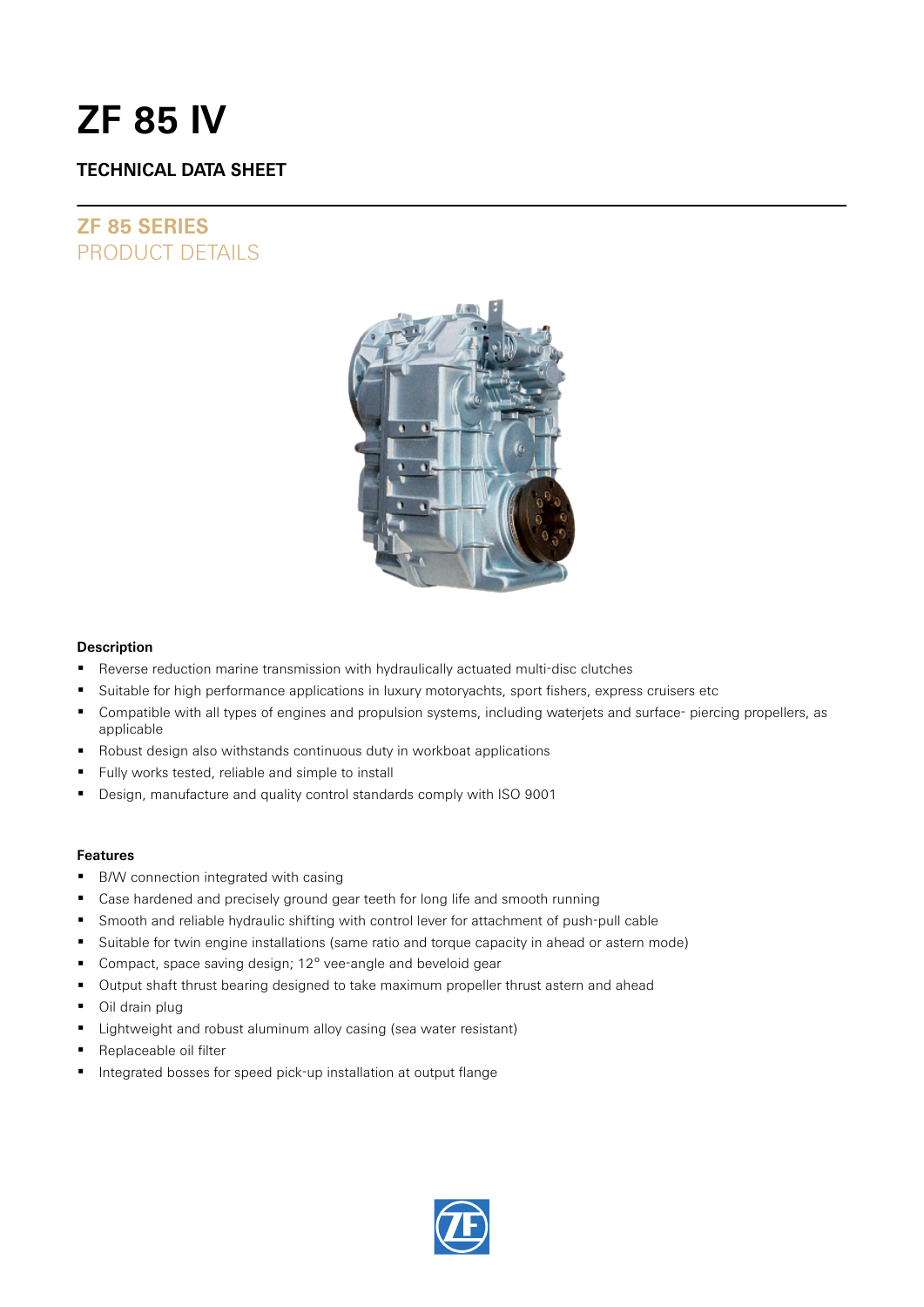# ZF 85 IV

## TECHNICAL DATA SHEET

## ZF 85 SERIES
PRODUCT DETAILS

### Description

- Reverse reduction marine transmission with hydraulically actuated multi-disc clutches
- Suitable for high performance applications in luxury motoryachts, sport fishers, express cruisers etc
- Compatible with all types of engines and propulsion systems, including waterjets and surface- piercing propellers, as applicable
- Robust design also withstands continuous duty in workboat applications
- Fully works tested, reliable and simple to install
- Design, manufacture and quality control standards comply with ISO 9001

### Features

- B/W connection integrated with casing
- Case hardened and precisely ground gear teeth for long life and smooth running
- Smooth and reliable hydraulic shifting with control lever for attachment of push-pull cable
- Suitable for twin engine installations (same ratio and torque capacity in ahead or astern mode)
- Compact, space saving design; 12° vee-angle and beveloid gear
- Output shaft thrust bearing designed to take maximum propeller thrust astern and ahead
- Oil drain plug
- Lightweight and robust aluminum alloy casing (sea water resistant)
- Replaceable oil filter
- Integrated bosses for speed pick-up installation at output flange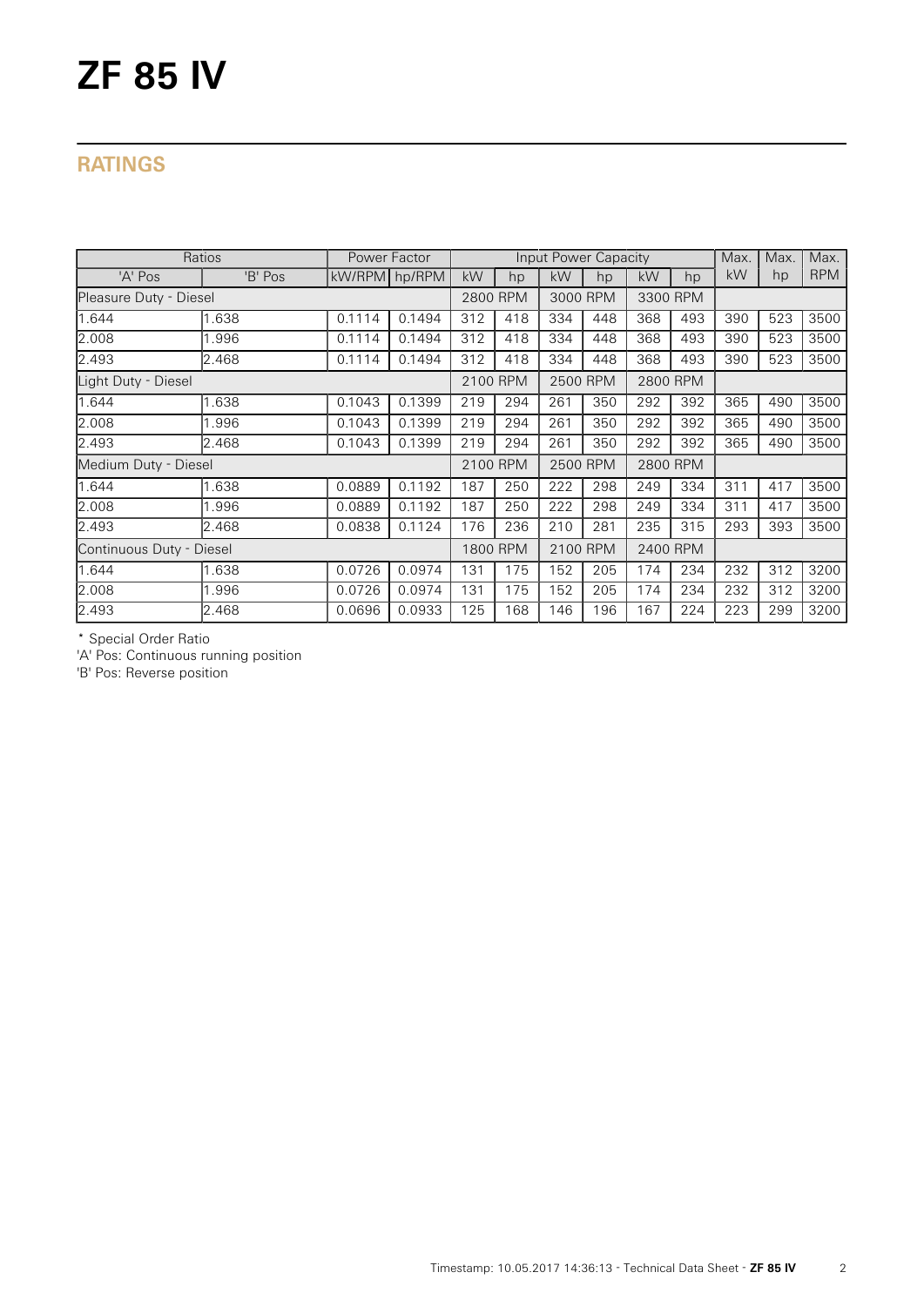# ZF 85 IV

## RATINGS

| Ratios | | Power Factor | | Input Power Capacity | | | | | | Max. | Max. | Max. |
|---|---|---|---|---|---|---|---|---|---|---|---|---|
| 'A' Pos | 'B' Pos | kW/RPM | hp/RPM | kW | hp | kW | hp | kW | hp | kW | hp | RPM |
| Pleasure Duty - Diesel | | | | 2800 RPM | | 3000 RPM | | 3300 RPM | | | | |
| 1.644 | 1.638 | 0.1114 | 0.1494 | 312 | 418 | 334 | 448 | 368 | 493 | 390 | 523 | 3500 |
| 2.008 | 1.996 | 0.1114 | 0.1494 | 312 | 418 | 334 | 448 | 368 | 493 | 390 | 523 | 3500 |
| 2.493 | 2.468 | 0.1114 | 0.1494 | 312 | 418 | 334 | 448 | 368 | 493 | 390 | 523 | 3500 |
| Light Duty - Diesel | | | | 2100 RPM | | 2500 RPM | | 2800 RPM | | | | |
| 1.644 | 1.638 | 0.1043 | 0.1399 | 219 | 294 | 261 | 350 | 292 | 392 | 365 | 490 | 3500 |
| 2.008 | 1.996 | 0.1043 | 0.1399 | 219 | 294 | 261 | 350 | 292 | 392 | 365 | 490 | 3500 |
| 2.493 | 2.468 | 0.1043 | 0.1399 | 219 | 294 | 261 | 350 | 292 | 392 | 365 | 490 | 3500 |
| Medium Duty - Diesel | | | | 2100 RPM | | 2500 RPM | | 2800 RPM | | | | |
| 1.644 | 1.638 | 0.0889 | 0.1192 | 187 | 250 | 222 | 298 | 249 | 334 | 311 | 417 | 3500 |
| 2.008 | 1.996 | 0.0889 | 0.1192 | 187 | 250 | 222 | 298 | 249 | 334 | 311 | 417 | 3500 |
| 2.493 | 2.468 | 0.0838 | 0.1124 | 176 | 236 | 210 | 281 | 235 | 315 | 293 | 393 | 3500 |
| Continuous Duty - Diesel | | | | 1800 RPM | | 2100 RPM | | 2400 RPM | | | | |
| 1.644 | 1.638 | 0.0726 | 0.0974 | 131 | 175 | 152 | 205 | 174 | 234 | 232 | 312 | 3200 |
| 2.008 | 1.996 | 0.0726 | 0.0974 | 131 | 175 | 152 | 205 | 174 | 234 | 232 | 312 | 3200 |
| 2.493 | 2.468 | 0.0696 | 0.0933 | 125 | 168 | 146 | 196 | 167 | 224 | 223 | 299 | 3200 |

* Special Order Ratio

'A' Pos: Continuous running position

'B' Pos: Reverse position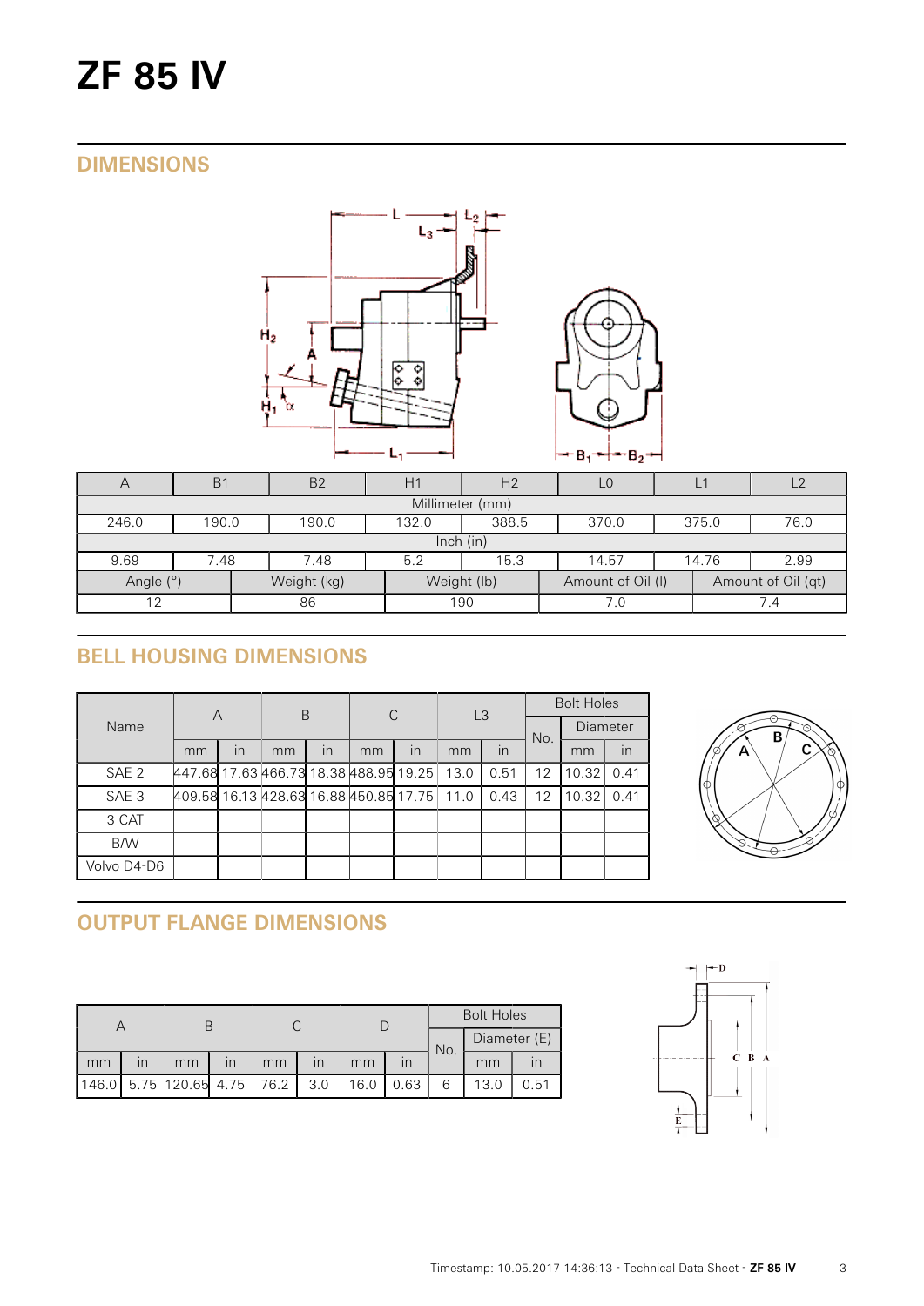# ZF 85 IV

## DIMENSIONS

| A | B1 | B2 | H1 | H2 | L0 | L1 | L2 |
|---|---|---|---|---|---|---|---|
| Millimeter (mm) | | | | | | | |
| 246.0 | 190.0 | 190.0 | 132.0 | 388.5 | 370.0 | 375.0 | 76.0 |
| Inch (in) | | | | | | | |
| 9.69 | 7.48 | 7.48 | 5.2 | 15.3 | 14.57 | 14.76 | 2.99 |

| Angle (°) | Weight (kg) | Weight (lb) | Amount of Oil (l) | Amount of Oil (qt) |
|---|---|---|---|---|
| 12 | 86 | 190 | 7.0 | 7.4 |

## BELL HOUSING DIMENSIONS

| Name | A | | B | | C | | L3 | | Bolt Holes | | |
|---|---|---|---|---|---|---|---|---|---|---|---|
| | | | | | | | | | No. | Diameter | |
| | mm | in | mm | in | mm | in | mm | in | | mm | in |
| SAE 2 | 447.68 | 17.63 | 466.73 | 18.38 | 488.95 | 19.25 | 13.0 | 0.51 | 12 | 10.32 | 0.41 |
| SAE 3 | 409.58 | 16.13 | 428.63 | 16.88 | 450.85 | 17.75 | 11.0 | 0.43 | 12 | 10.32 | 0.41 |
| 3 CAT | | | | | | | | | | | |
| B/W | | | | | | | | | | | |
| Volvo D4-D6 | | | | | | | | | | | |

## OUTPUT FLANGE DIMENSIONS

| A | | B | | C | | D | | Bolt Holes | | |
|---|---|---|---|---|---|---|---|---|---|---|
| | | | | | | | | No. | Diameter (E) | |
| mm | in | mm | in | mm | in | mm | in | | mm | in |
| 146.0 | 5.75 | 120.65 | 4.75 | 76.2 | 3.0 | 16.0 | 0.63 | 6 | 13.0 | 0.51 |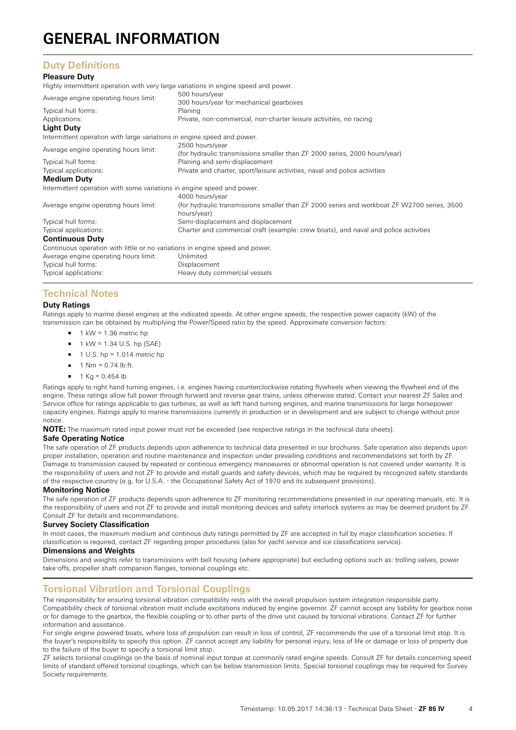# GENERAL INFORMATION

## Duty Definitions

### Pleasure Duty

Highly intermittent operation with very large variations in engine speed and power.

| | |
|---|---|
| Average engine operating hours limit: | 500 hours/year<br>300 hours/year for mechanical gearboxes |
| Typical hull forms: | Planing |
| Applications: | Private, non-commercial, non-charter leisure activities, no racing |

### Light Duty

Intermittent operation with large variations in engine speed and power.

| | |
|---|---|
| Average engine operating hours limit: | 2500 hours/year<br>(for hydraulic transmissions smaller than ZF 2000 series, 2000 hours/year) |
| Typical hull forms: | Planing and semi-displacement |
| Typical applications: | Private and charter, sport/leisure activities, naval and police activities |

### Medium Duty

Intermittent operation with some variations in engine speed and power.

| | |
|---|---|
| Average engine operating hours limit: | 4000 hours/year<br>(for hydraulic transmissions smaller than ZF 2000 series and workboat ZF W2700 series, 3500 hours/year) |
| Typical hull forms: | Semi-displacement and displacement |
| Typical applications: | Charter and commercial craft (example: crew boats), and naval and police activities |

### Continuous Duty

Continuous operation with little or no variations in engine speed and power.

| | |
|---|---|
| Average engine operating hours limit: | Unlimited |
| Typical hull forms: | Displacement |
| Typical applications: | Heavy duty commercial vessels |

## Technical Notes

### Duty Ratings

Ratings apply to marine diesel engines at the indicated speeds. At other engine speeds, the respective power capacity (kW) of the transmission can be obtained by multiplying the Power/Speed ratio by the speed. Approximate conversion factors:

- 1 kW = 1.36 metric hp
- 1 kW = 1.34 U.S. hp (SAE)
- 1 U.S. hp = 1.014 metric hp
- 1 Nm = 0.74 lb.ft.
- 1 Kg = 0.454 lb

Ratings apply to right hand turning engines, i.e. engines having counterclockwise rotating flywheels when viewing the flywheel end of the engine. These ratings allow full power through forward and reverse gear trains, unless otherwise stated. Contact your nearest ZF Sales and Service office for ratings applicable to gas turbines, as well as left hand turning engines, and marine transmissions for large horsepower capacity engines. Ratings apply to marine transmissions currently in production or in development and are subject to change without prior notice.

**NOTE:** The maximum rated input power must not be exceeded (see respective ratings in the technical data sheets).

### Safe Operating Notice

The safe operation of ZF products depends upon adherence to technical data presented in our brochures. Safe operation also depends upon proper installation, operation and routine maintenance and inspection under prevailing conditions and recommendations set forth by ZF. Damage to transmission caused by repeated or continous emergency manoeuvres or abnormal operation is not covered under warranty. It is the responsibility of users and not ZF to provide and install guards and safety devices, which may be required by recognized safety standards of the respective country (e.g. for U.S.A. - the Occupational Safety Act of 1970 and its subsequent provisions).

### Monitoring Notice

The safe operation of ZF products depends upon adherence to ZF monitoring recommendations presented in our operating manuals, etc. It is the responsibility of users and not ZF to provide and install monitoring devices and safety interlock systems as may be deemed prudent by ZF. Consult ZF for details and recommendations.

### Survey Society Classification

In most cases, the maximum medium and continous duty ratings permitted by ZF are accepted in full by major classification societies. If classification is required, contact ZF regarding proper procedures (also for yacht service and ice classifications service).

### Dimensions and Weights

Dimensions and weights refer to transmissions with bell housing (where appropriate) but excluding options such as: trolling valves, power take-offs, propeller shaft companion flanges, torsional couplings etc.

## Torsional Vibration and Torsional Couplings

The responsibility for ensuring torsional vibration compatibility rests with the overall propulsion system integration responsible party. Compatibility check of torsional vibration must include excitations induced by engine governor. ZF cannot accept any liability for gearbox noise or for damage to the gearbox, the flexible coupling or to other parts of the drive unit caused by torsional vibrations. Contact ZF for further information and assistance.

For single engine powered boats, where loss of propulsion can result in loss of control, ZF recommends the use of a torsional limit stop. It is the buyer's responsibility to specify this option. ZF cannot accept any liability for personal injury, loss of life or damage or loss of property due to the failure of the buyer to specify a torsional limit stop.

ZF selects torsional couplings on the basis of nominal input torque at commonly rated engine speeds. Consult ZF for details concerning speed limits of standard offered torsional couplings, which can be below transmission limits. Special torsional couplings may be required for Survey Society requirements.